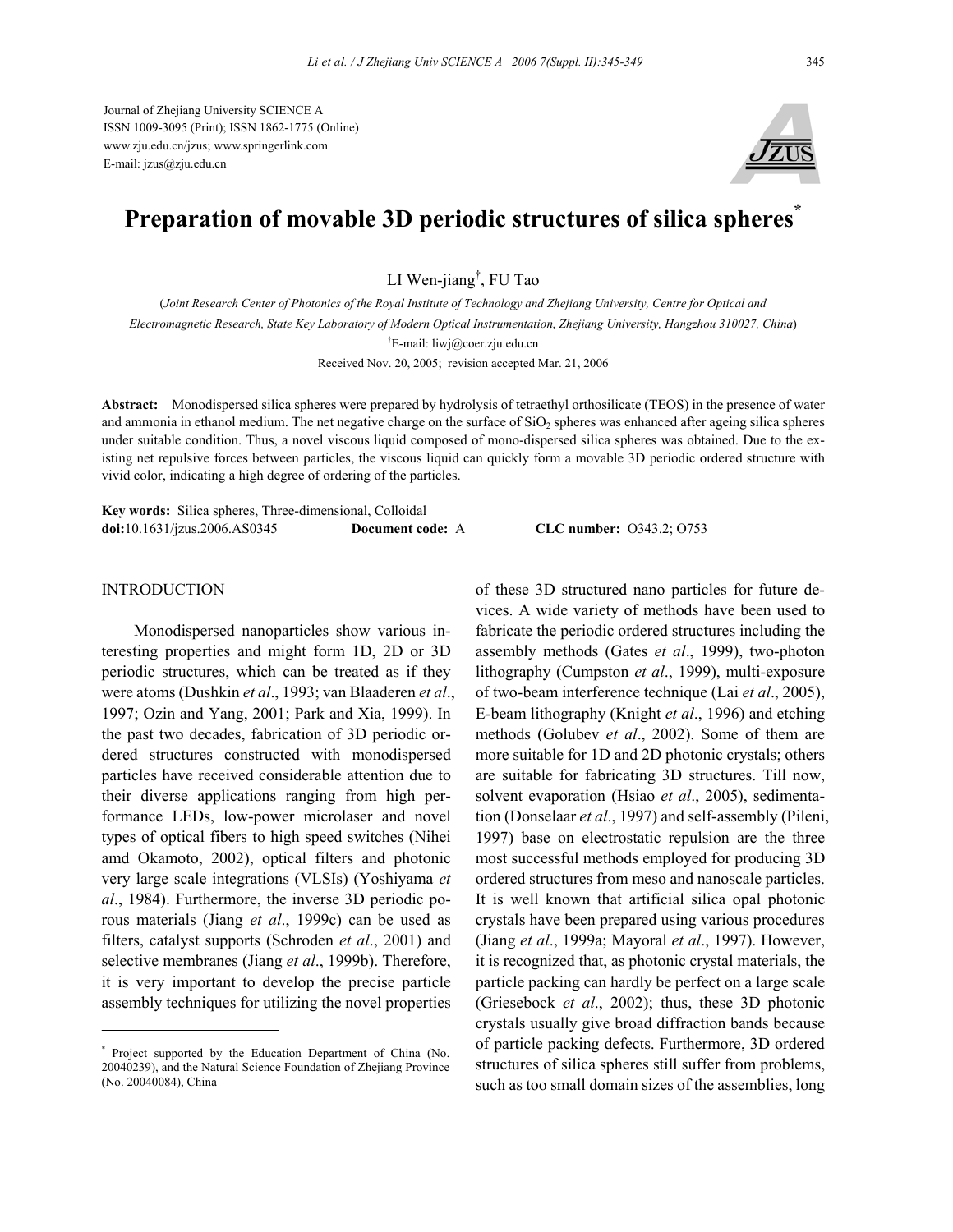Journal of Zhejiang University SCIENCE A
ISSN 1009-3095 (Print); ISSN 1862-1775 (Online)
www.zju.edu.cn/jzus; www.springerlink.com
E-mail: jzus@zju.edu.cn

# Preparation of movable 3D periodic structures of silica spheres*

LI Wen-jiang†, FU Tao

(*Joint Research Center of Photonics of the Royal Institute of Technology and Zhejiang University, Centre for Optical and Electromagnetic Research, State Key Laboratory of Modern Optical Instrumentation, Zhejiang University, Hangzhou 310027, China*)

†E-mail: liwj@coer.zju.edu.cn

Received Nov. 20, 2005; revision accepted Mar. 21, 2006

**Abstract:** Monodispersed silica spheres were prepared by hydrolysis of tetraethyl orthosilicate (TEOS) in the presence of water and ammonia in ethanol medium. The net negative charge on the surface of $SiO_2$ spheres was enhanced after ageing silica spheres under suitable condition. Thus, a novel viscous liquid composed of mono-dispersed silica spheres was obtained. Due to the existing net repulsive forces between particles, the viscous liquid can quickly form a movable 3D periodic ordered structure with vivid color, indicating a high degree of ordering of the particles.

**Key words:** Silica spheres, Three-dimensional, Colloidal
**doi:**10.1631/jzus.2006.AS0345 **Document code:** A **CLC number:** O343.2; O753

## INTRODUCTION

Monodispersed nanoparticles show various interesting properties and might form 1D, 2D or 3D periodic structures, which can be treated as if they were atoms (Dushkin *et al*., 1993; van Blaaderen *et al*., 1997; Ozin and Yang, 2001; Park and Xia, 1999). In the past two decades, fabrication of 3D periodic ordered structures constructed with monodispersed particles have received considerable attention due to their diverse applications ranging from high performance LEDs, low-power microlaser and novel types of optical fibers to high speed switches (Nihei amd Okamoto, 2002), optical filters and photonic very large scale integrations (VLSIs) (Yoshiyama *et al*., 1984). Furthermore, the inverse 3D periodic porous materials (Jiang *et al*., 1999c) can be used as filters, catalyst supports (Schroden *et al*., 2001) and selective membranes (Jiang *et al*., 1999b). Therefore, it is very important to develop the precise particle assembly techniques for utilizing the novel properties of these 3D structured nano particles for future devices. A wide variety of methods have been used to fabricate the periodic ordered structures including the assembly methods (Gates *et al*., 1999), two-photon lithography (Cumpston *et al*., 1999), multi-exposure of two-beam interference technique (Lai *et al*., 2005), E-beam lithography (Knight *et al*., 1996) and etching methods (Golubev *et al*., 2002). Some of them are more suitable for 1D and 2D photonic crystals; others are suitable for fabricating 3D structures. Till now, solvent evaporation (Hsiao *et al*., 2005), sedimentation (Donselaar *et al*., 1997) and self-assembly (Pileni, 1997) base on electrostatic repulsion are the three most successful methods employed for producing 3D ordered structures from meso and nanoscale particles. It is well known that artificial silica opal photonic crystals have been prepared using various procedures (Jiang *et al*., 1999a; Mayoral *et al*., 1997). However, it is recognized that, as photonic crystal materials, the particle packing can hardly be perfect on a large scale (Griesebock *et al*., 2002); thus, these 3D photonic crystals usually give broad diffraction bands because of particle packing defects. Furthermore, 3D ordered structures of silica spheres still suffer from problems, such as too small domain sizes of the assemblies, long

---

\* Project supported by the Education Department of China (No. 20040239), and the Natural Science Foundation of Zhejiang Province (No. 20040084), China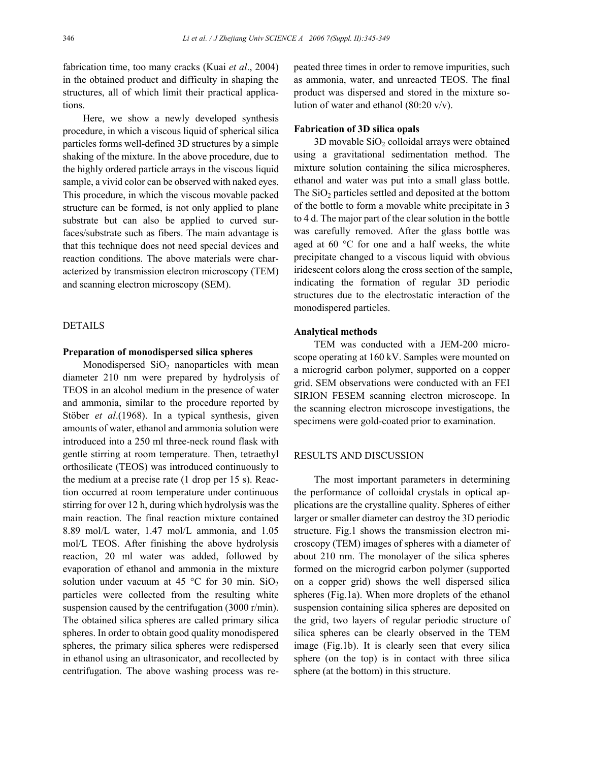fabrication time, too many cracks (Kuai *et al*., 2004) in the obtained product and difficulty in shaping the structures, all of which limit their practical applications.

Here, we show a newly developed synthesis procedure, in which a viscous liquid of spherical silica particles forms well-defined 3D structures by a simple shaking of the mixture. In the above procedure, due to the highly ordered particle arrays in the viscous liquid sample, a vivid color can be observed with naked eyes. This procedure, in which the viscous movable packed structure can be formed, is not only applied to plane substrate but can also be applied to curved surfaces/substrate such as fibers. The main advantage is that this technique does not need special devices and reaction conditions. The above materials were characterized by transmission electron microscopy (TEM) and scanning electron microscopy (SEM).

## DETAILS

### Preparation of monodispersed silica spheres

Monodispersed $SiO_2$ nanoparticles with mean diameter 210 nm were prepared by hydrolysis of TEOS in an alcohol medium in the presence of water and ammonia, similar to the procedure reported by Stöber *et al*.(1968). In a typical synthesis, given amounts of water, ethanol and ammonia solution were introduced into a 250 ml three-neck round flask with gentle stirring at room temperature. Then, tetraethyl orthosilicate (TEOS) was introduced continuously to the medium at a precise rate (1 drop per 15 s). Reaction occurred at room temperature under continuous stirring for over 12 h, during which hydrolysis was the main reaction. The final reaction mixture contained 8.89 mol/L water, 1.47 mol/L ammonia, and 1.05 mol/L TEOS. After finishing the above hydrolysis reaction, 20 ml water was added, followed by evaporation of ethanol and ammonia in the mixture solution under vacuum at 45 °C for 30 min. $SiO_2$ particles were collected from the resulting white suspension caused by the centrifugation (3000 r/min). The obtained silica spheres are called primary silica spheres. In order to obtain good quality monodispered spheres, the primary silica spheres were redispersed in ethanol using an ultrasonicator, and recollected by centrifugation. The above washing process was repeated three times in order to remove impurities, such as ammonia, water, and unreacted TEOS. The final product was dispersed and stored in the mixture solution of water and ethanol (80:20 v/v).

### Fabrication of 3D silica opals

3D movable $SiO_2$ colloidal arrays were obtained using a gravitational sedimentation method. The mixture solution containing the silica microspheres, ethanol and water was put into a small glass bottle. The $SiO_2$ particles settled and deposited at the bottom of the bottle to form a movable white precipitate in 3 to 4 d. The major part of the clear solution in the bottle was carefully removed. After the glass bottle was aged at 60 °C for one and a half weeks, the white precipitate changed to a viscous liquid with obvious iridescent colors along the cross section of the sample, indicating the formation of regular 3D periodic structures due to the electrostatic interaction of the monodispered particles.

### Analytical methods

TEM was conducted with a JEM-200 microscope operating at 160 kV. Samples were mounted on a microgrid carbon polymer, supported on a copper grid. SEM observations were conducted with an FEI SIRION FESEM scanning electron microscope. In the scanning electron microscope investigations, the specimens were gold-coated prior to examination.

## RESULTS AND DISCUSSION

The most important parameters in determining the performance of colloidal crystals in optical applications are the crystalline quality. Spheres of either larger or smaller diameter can destroy the 3D periodic structure. Fig.1 shows the transmission electron microscopy (TEM) images of spheres with a diameter of about 210 nm. The monolayer of the silica spheres formed on the microgrid carbon polymer (supported on a copper grid) shows the well dispersed silica spheres (Fig.1a). When more droplets of the ethanol suspension containing silica spheres are deposited on the grid, two layers of regular periodic structure of silica spheres can be clearly observed in the TEM image (Fig.1b). It is clearly seen that every silica sphere (on the top) is in contact with three silica sphere (at the bottom) in this structure.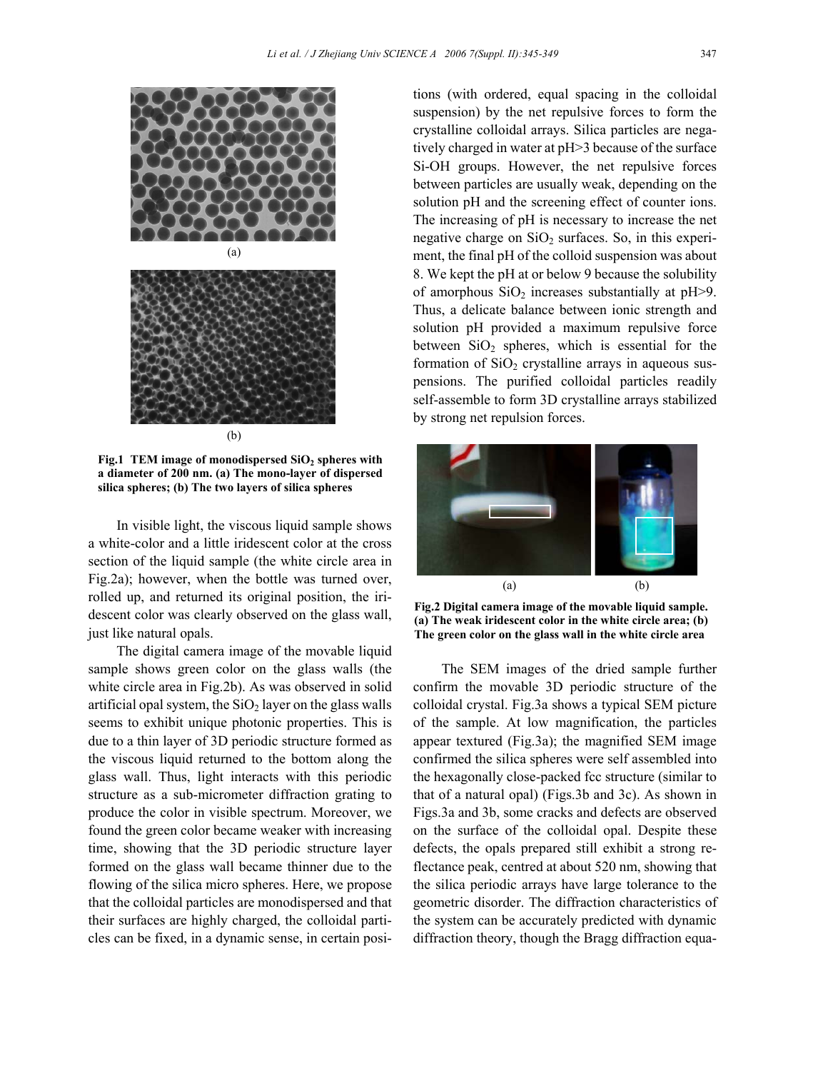(a)

(b)

**Fig.1 TEM image of monodispersed $SiO_2$ spheres with a diameter of 200 nm. (a) The mono-layer of dispersed silica spheres; (b) The two layers of silica spheres**

In visible light, the viscous liquid sample shows a white-color and a little iridescent color at the cross section of the liquid sample (the white circle area in Fig.2a); however, when the bottle was turned over, rolled up, and returned its original position, the iridescent color was clearly observed on the glass wall, just like natural opals.

The digital camera image of the movable liquid sample shows green color on the glass walls (the white circle area in Fig.2b). As was observed in solid artificial opal system, the $SiO_2$ layer on the glass walls seems to exhibit unique photonic properties. This is due to a thin layer of 3D periodic structure formed as the viscous liquid returned to the bottom along the glass wall. Thus, light interacts with this periodic structure as a sub-micrometer diffraction grating to produce the color in visible spectrum. Moreover, we found the green color became weaker with increasing time, showing that the 3D periodic structure layer formed on the glass wall became thinner due to the flowing of the silica micro spheres. Here, we propose that the colloidal particles are monodispersed and that their surfaces are highly charged, the colloidal particles can be fixed, in a dynamic sense, in certain positions (with ordered, equal spacing in the colloidal suspension) by the net repulsive forces to form the crystalline colloidal arrays. Silica particles are negatively charged in water at pH>3 because of the surface Si-OH groups. However, the net repulsive forces between particles are usually weak, depending on the solution pH and the screening effect of counter ions. The increasing of pH is necessary to increase the net negative charge on $SiO_2$ surfaces. So, in this experiment, the final pH of the colloid suspension was about 8. We kept the pH at or below 9 because the solubility of amorphous $SiO_2$ increases substantially at pH>9. Thus, a delicate balance between ionic strength and solution pH provided a maximum repulsive force between $SiO_2$ spheres, which is essential for the formation of $SiO_2$ crystalline arrays in aqueous suspensions. The purified colloidal particles readily self-assemble to form 3D crystalline arrays stabilized by strong net repulsion forces.

(a) (b)

**Fig.2 Digital camera image of the movable liquid sample. (a) The weak iridescent color in the white circle area; (b) The green color on the glass wall in the white circle area**

The SEM images of the dried sample further confirm the movable 3D periodic structure of the colloidal crystal. Fig.3a shows a typical SEM picture of the sample. At low magnification, the particles appear textured (Fig.3a); the magnified SEM image confirmed the silica spheres were self assembled into the hexagonally close-packed fcc structure (similar to that of a natural opal) (Figs.3b and 3c). As shown in Figs.3a and 3b, some cracks and defects are observed on the surface of the colloidal opal. Despite these defects, the opals prepared still exhibit a strong reflectance peak, centred at about 520 nm, showing that the silica periodic arrays have large tolerance to the geometric disorder. The diffraction characteristics of the system can be accurately predicted with dynamic diffraction theory, though the Bragg diffraction equa-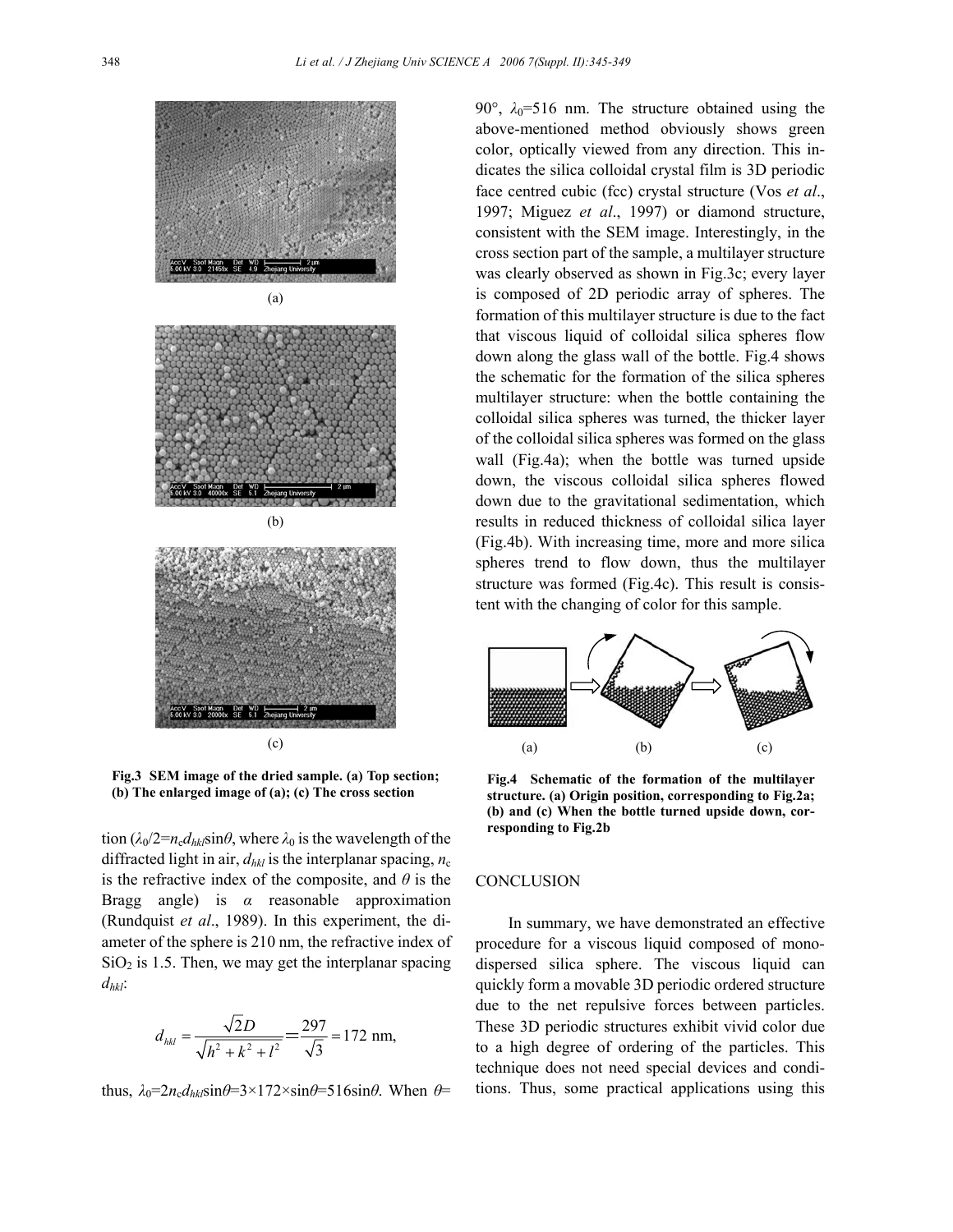Fig.3 SEM image of the dried sample. (a) Top section; (b) The enlarged image of (a); (c) The cross section

tion ($\lambda_0/2=n_c d_{hkl}\sin\theta$, where $\lambda_0$ is the wavelength of the diffracted light in air, $d_{hkl}$ is the interplanar spacing, $n_c$ is the refractive index of the composite, and $\theta$ is the Bragg angle) is α reasonable approximation (Rundquist *et al*., 1989). In this experiment, the diameter of the sphere is 210 nm, the refractive index of $SiO_2$ is 1.5. Then, we may get the interplanar spacing $d_{hkl}$:

$$d_{hkl}=\frac{\sqrt{2}D}{\sqrt{h^2+k^2+l^2}}=\frac{297}{\sqrt{3}}=172\ \text{nm},$$

thus, $\lambda_0=2n_c d_{hkl}\sin\theta=3\times172\times\sin\theta=516\sin\theta$. When $\theta=90°$, $\lambda_0=516$ nm. The structure obtained using the above-mentioned method obviously shows green color, optically viewed from any direction. This indicates the silica colloidal crystal film is 3D periodic face centred cubic (fcc) crystal structure (Vos *et al*., 1997; Miguez *et al*., 1997) or diamond structure, consistent with the SEM image. Interestingly, in the cross section part of the sample, a multilayer structure was clearly observed as shown in Fig.3c; every layer is composed of 2D periodic array of spheres. The formation of this multilayer structure is due to the fact that viscous liquid of colloidal silica spheres flow down along the glass wall of the bottle. Fig.4 shows the schematic for the formation of the silica spheres multilayer structure: when the bottle containing the colloidal silica spheres was turned, the thicker layer of the colloidal silica spheres was formed on the glass wall (Fig.4a); when the bottle was turned upside down, the viscous colloidal silica spheres flowed down due to the gravitational sedimentation, which results in reduced thickness of colloidal silica layer (Fig.4b). With increasing time, more and more silica spheres trend to flow down, thus the multilayer structure was formed (Fig.4c). This result is consistent with the changing of color for this sample.

Fig.4 Schematic of the formation of the multilayer structure. (a) Origin position, corresponding to Fig.2a; (b) and (c) When the bottle turned upside down, corresponding to Fig.2b

## CONCLUSION

In summary, we have demonstrated an effective procedure for a viscous liquid composed of monodispersed silica sphere. The viscous liquid can quickly form a movable 3D periodic ordered structure due to the net repulsive forces between particles. These 3D periodic structures exhibit vivid color due to a high degree of ordering of the particles. This technique does not need special devices and conditions. Thus, some practical applications using this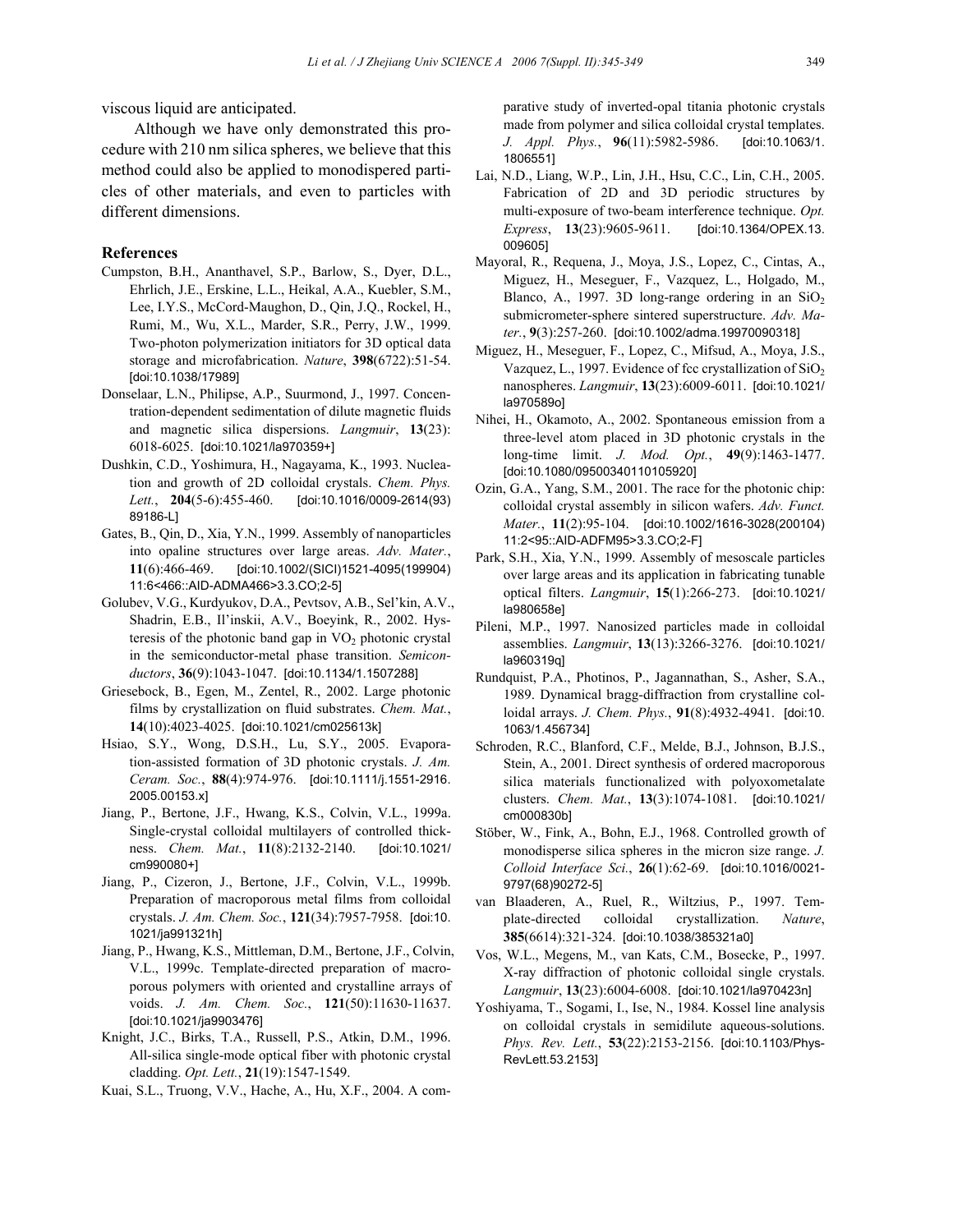viscous liquid are anticipated.

Although we have only demonstrated this procedure with 210 nm silica spheres, we believe that this method could also be applied to monodispered particles of other materials, and even to particles with different dimensions.

## References

Cumpston, B.H., Ananthavel, S.P., Barlow, S., Dyer, D.L., Ehrlich, J.E., Erskine, L.L., Heikal, A.A., Kuebler, S.M., Lee, I.Y.S., McCord-Maughon, D., Qin, J.Q., Rockel, H., Rumi, M., Wu, X.L., Marder, S.R., Perry, J.W., 1999. Two-photon polymerization initiators for 3D optical data storage and microfabrication. *Nature*, **398**(6722):51-54. [doi:10.1038/17989]

Donselaar, L.N., Philipse, A.P., Suurmond, J., 1997. Concentration-dependent sedimentation of dilute magnetic fluids and magnetic silica dispersions. *Langmuir*, **13**(23): 6018-6025. [doi:10.1021/la970359+]

Dushkin, C.D., Yoshimura, H., Nagayama, K., 1993. Nucleation and growth of 2D colloidal crystals. *Chem. Phys. Lett.*, **204**(5-6):455-460. [doi:10.1016/0009-2614(93) 89186-L]

Gates, B., Qin, D., Xia, Y.N., 1999. Assembly of nanoparticles into opaline structures over large areas. *Adv. Mater.*, **11**(6):466-469. [doi:10.1002/(SICI)1521-4095(199904) 11:6<466::AID-ADMA466>3.3.CO;2-5]

Golubev, V.G., Kurdyukov, D.A., Pevtsov, A.B., Sel'kin, A.V., Shadrin, E.B., Il'inskii, A.V., Boeyink, R., 2002. Hysteresis of the photonic band gap in $VO_2$ photonic crystal in the semiconductor-metal phase transition. *Semiconductors*, **36**(9):1043-1047. [doi:10.1134/1.1507288]

Griesebock, B., Egen, M., Zentel, R., 2002. Large photonic films by crystallization on fluid substrates. *Chem. Mat.*, **14**(10):4023-4025. [doi:10.1021/cm025613k]

Hsiao, S.Y., Wong, D.S.H., Lu, S.Y., 2005. Evaporation-assisted formation of 3D photonic crystals. *J. Am. Ceram. Soc.*, **88**(4):974-976. [doi:10.1111/j.1551-2916. 2005.00153.x]

Jiang, P., Bertone, J.F., Hwang, K.S., Colvin, V.L., 1999a. Single-crystal colloidal multilayers of controlled thickness. *Chem. Mat.*, **11**(8):2132-2140. [doi:10.1021/ cm990080+]

Jiang, P., Cizeron, J., Bertone, J.F., Colvin, V.L., 1999b. Preparation of macroporous metal films from colloidal crystals. *J. Am. Chem. Soc.*, **121**(34):7957-7958. [doi:10. 1021/ja991321h]

Jiang, P., Hwang, K.S., Mittleman, D.M., Bertone, J.F., Colvin, V.L., 1999c. Template-directed preparation of macroporous polymers with oriented and crystalline arrays of voids. *J. Am. Chem. Soc.*, **121**(50):11630-11637. [doi:10.1021/ja9903476]

Knight, J.C., Birks, T.A., Russell, P.S., Atkin, D.M., 1996. All-silica single-mode optical fiber with photonic crystal cladding. *Opt. Lett.*, **21**(19):1547-1549.

Kuai, S.L., Truong, V.V., Hache, A., Hu, X.F., 2004. A comparative study of inverted-opal titania photonic crystals made from polymer and silica colloidal crystal templates. *J. Appl. Phys.*, **96**(11):5982-5986. [doi:10.1063/1. 1806551]

Lai, N.D., Liang, W.P., Lin, J.H., Hsu, C.C., Lin, C.H., 2005. Fabrication of 2D and 3D periodic structures by multi-exposure of two-beam interference technique. *Opt. Express*, **13**(23):9605-9611. [doi:10.1364/OPEX.13. 009605]

Mayoral, R., Requena, J., Moya, J.S., Lopez, C., Cintas, A., Miguez, H., Meseguer, F., Vazquez, L., Holgado, M., Blanco, A., 1997. 3D long-range ordering in an $SiO_2$ submicrometer-sphere sintered superstructure. *Adv. Mater.*, **9**(3):257-260. [doi:10.1002/adma.19970090318]

Miguez, H., Meseguer, F., Lopez, C., Mifsud, A., Moya, J.S., Vazquez, L., 1997. Evidence of fcc crystallization of $SiO_2$ nanospheres. *Langmuir*, **13**(23):6009-6011. [doi:10.1021/ la970589o]

Nihei, H., Okamoto, A., 2002. Spontaneous emission from a three-level atom placed in 3D photonic crystals in the long-time limit. *J. Mod. Opt.*, **49**(9):1463-1477. [doi:10.1080/09500340110105920]

Ozin, G.A., Yang, S.M., 2001. The race for the photonic chip: colloidal crystal assembly in silicon wafers. *Adv. Funct. Mater.*, **11**(2):95-104. [doi:10.1002/1616-3028(200104) 11:2<95::AID-ADFM95>3.3.CO;2-F]

Park, S.H., Xia, Y.N., 1999. Assembly of mesoscale particles over large areas and its application in fabricating tunable optical filters. *Langmuir*, **15**(1):266-273. [doi:10.1021/ la980658e]

Pileni, M.P., 1997. Nanosized particles made in colloidal assemblies. *Langmuir*, **13**(13):3266-3276. [doi:10.1021/ la960319q]

Rundquist, P.A., Photinos, P., Jagannathan, S., Asher, S.A., 1989. Dynamical bragg-diffraction from crystalline colloidal arrays. *J. Chem. Phys.*, **91**(8):4932-4941. [doi:10. 1063/1.456734]

Schroden, R.C., Blanford, C.F., Melde, B.J., Johnson, B.J.S., Stein, A., 2001. Direct synthesis of ordered macroporous silica materials functionalized with polyoxometalate clusters. *Chem. Mat.*, **13**(3):1074-1081. [doi:10.1021/ cm000830b]

Stöber, W., Fink, A., Bohn, E.J., 1968. Controlled growth of monodisperse silica spheres in the micron size range. *J. Colloid Interface Sci.*, **26**(1):62-69. [doi:10.1016/0021- 9797(68)90272-5]

van Blaaderen, A., Ruel, R., Wiltzius, P., 1997. Template-directed colloidal crystallization. *Nature*, **385**(6614):321-324. [doi:10.1038/385321a0]

Vos, W.L., Megens, M., van Kats, C.M., Bosecke, P., 1997. X-ray diffraction of photonic colloidal single crystals. *Langmuir*, **13**(23):6004-6008. [doi:10.1021/la970423n]

Yoshiyama, T., Sogami, I., Ise, N., 1984. Kossel line analysis on colloidal crystals in semidilute aqueous-solutions. *Phys. Rev. Lett.*, **53**(22):2153-2156. [doi:10.1103/Phys-RevLett.53.2153]